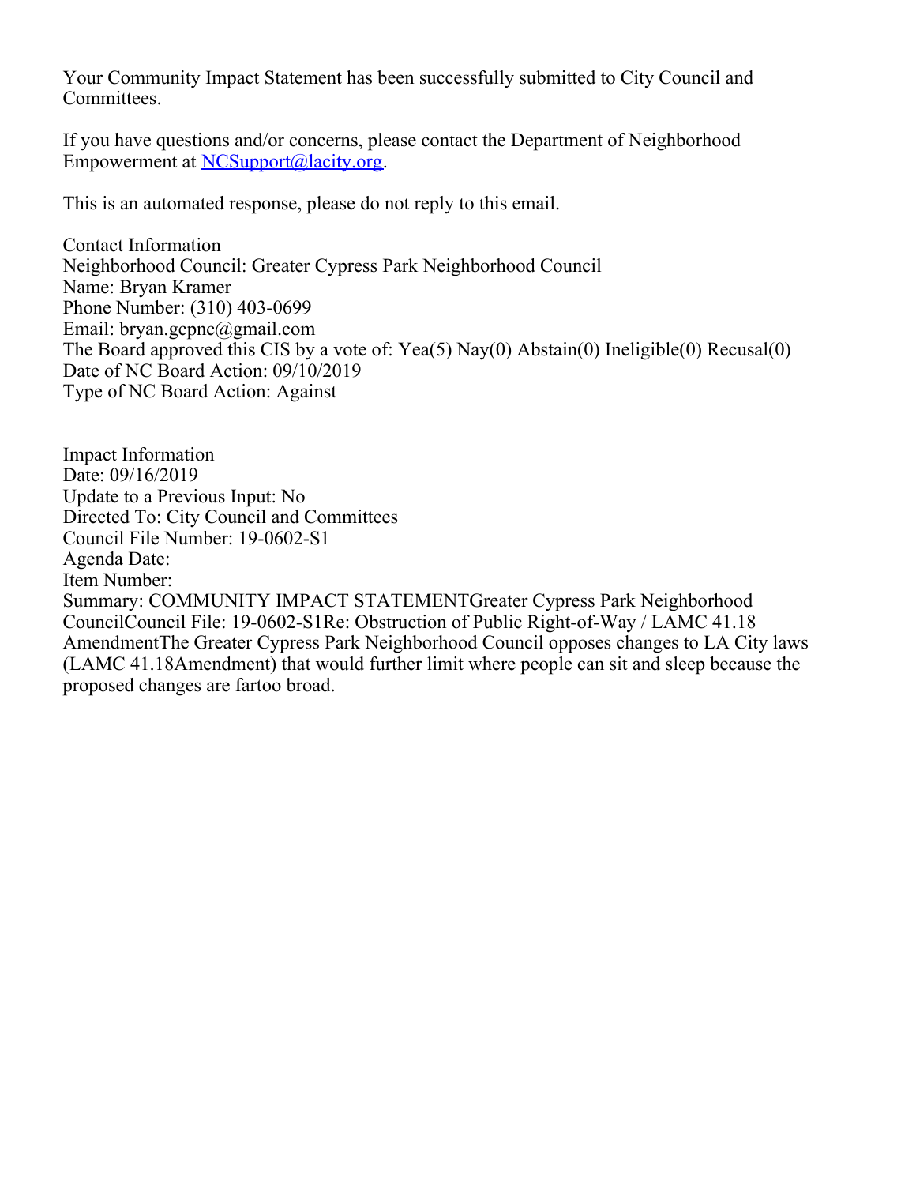Your Community Impact Statement has been successfully submitted to City Council and Committees.

If you have questions and/or concerns, please contact the Department of Neighborhood Empowerment at NCSupport@lacity.org.

This is an automated response, please do not reply to this email.

Contact Information
Neighborhood Council: Greater Cypress Park Neighborhood Council
Name: Bryan Kramer
Phone Number: (310) 403-0699
Email: bryan.gcpnc@gmail.com
The Board approved this CIS by a vote of: Yea(5) Nay(0) Abstain(0) Ineligible(0) Recusal(0)
Date of NC Board Action: 09/10/2019
Type of NC Board Action: Against

Impact Information
Date: 09/16/2019
Update to a Previous Input: No
Directed To: City Council and Committees
Council File Number: 19-0602-S1
Agenda Date:
Item Number:
Summary: COMMUNITY IMPACT STATEMENTGreater Cypress Park Neighborhood CouncilCouncil File: 19-0602-S1Re: Obstruction of Public Right-of-Way / LAMC 41.18 AmendmentThe Greater Cypress Park Neighborhood Council opposes changes to LA City laws (LAMC 41.18Amendment) that would further limit where people can sit and sleep because the proposed changes are fartoo broad.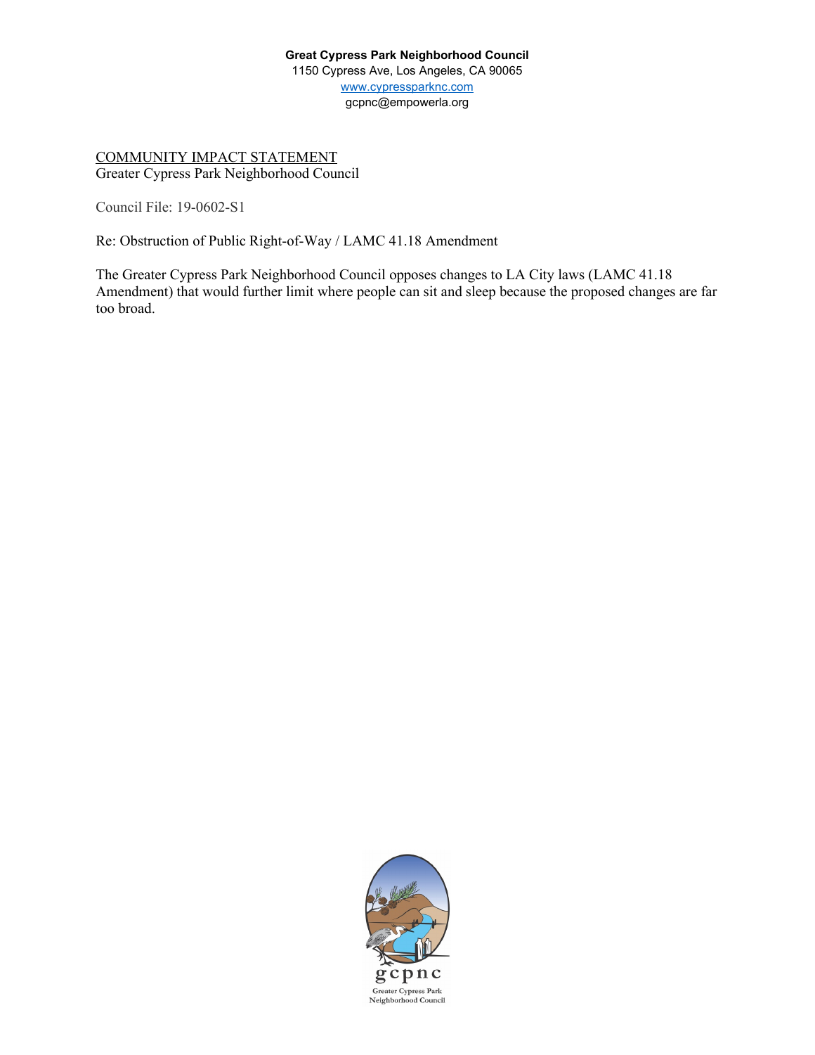**Great Cypress Park Neighborhood Council**
1150 Cypress Ave, Los Angeles, CA 90065
www.cypressparknc.com
gcpnc@empowerla.org

COMMUNITY IMPACT STATEMENT
Greater Cypress Park Neighborhood Council

Council File: 19-0602-S1

Re: Obstruction of Public Right-of-Way / LAMC 41.18 Amendment

The Greater Cypress Park Neighborhood Council opposes changes to LA City laws (LAMC 41.18 Amendment) that would further limit where people can sit and sleep because the proposed changes are far too broad.

gcpnc
Greater Cypress Park
Neighborhood Council